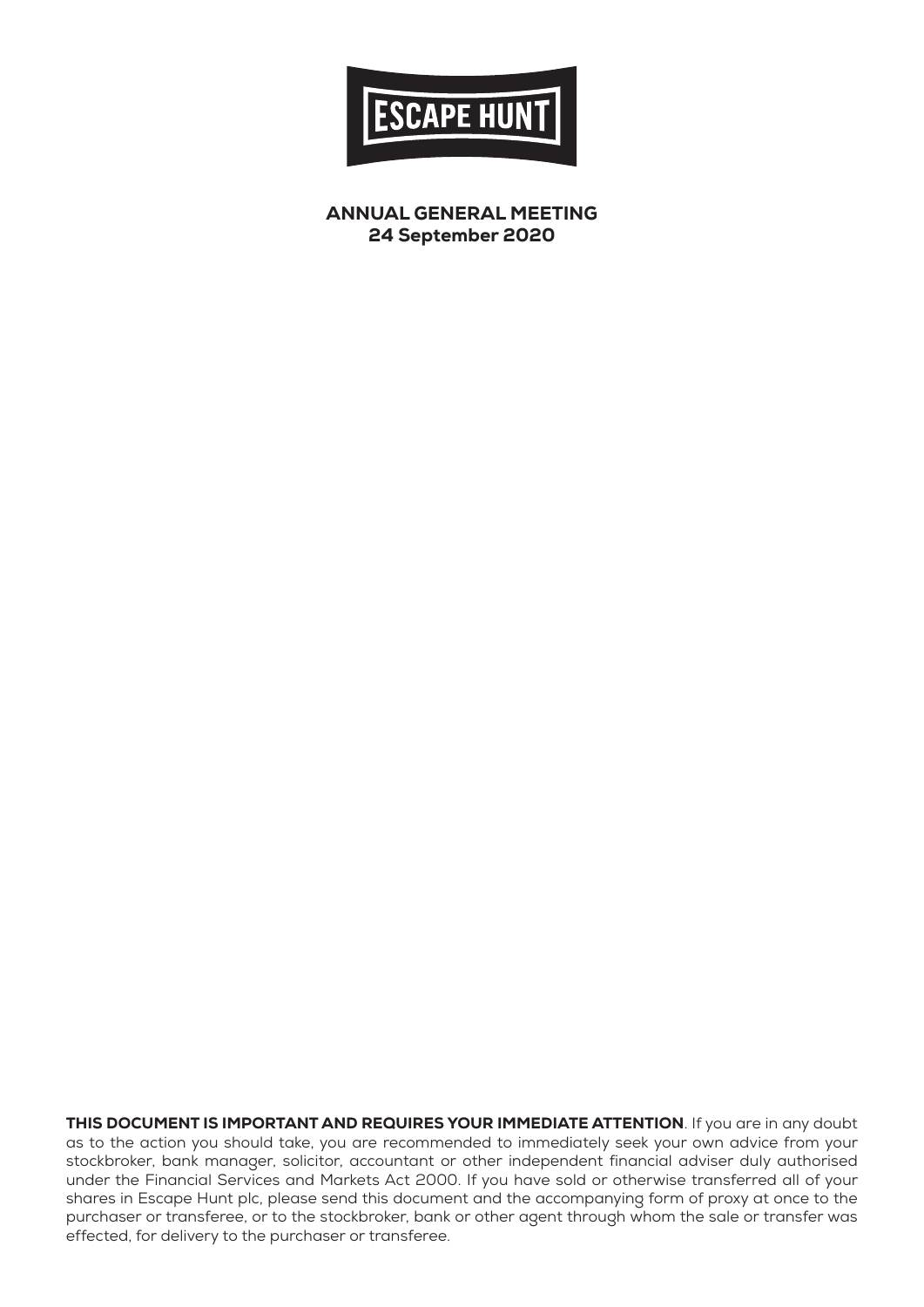ESCAPE HUNT

# ANNUAL GENERAL MEETING
## 24 September 2020

**THIS DOCUMENT IS IMPORTANT AND REQUIRES YOUR IMMEDIATE ATTENTION**. If you are in any doubt as to the action you should take, you are recommended to immediately seek your own advice from your stockbroker, bank manager, solicitor, accountant or other independent financial adviser duly authorised under the Financial Services and Markets Act 2000. If you have sold or otherwise transferred all of your shares in Escape Hunt plc, please send this document and the accompanying form of proxy at once to the purchaser or transferee, or to the stockbroker, bank or other agent through whom the sale or transfer was effected, for delivery to the purchaser or transferee.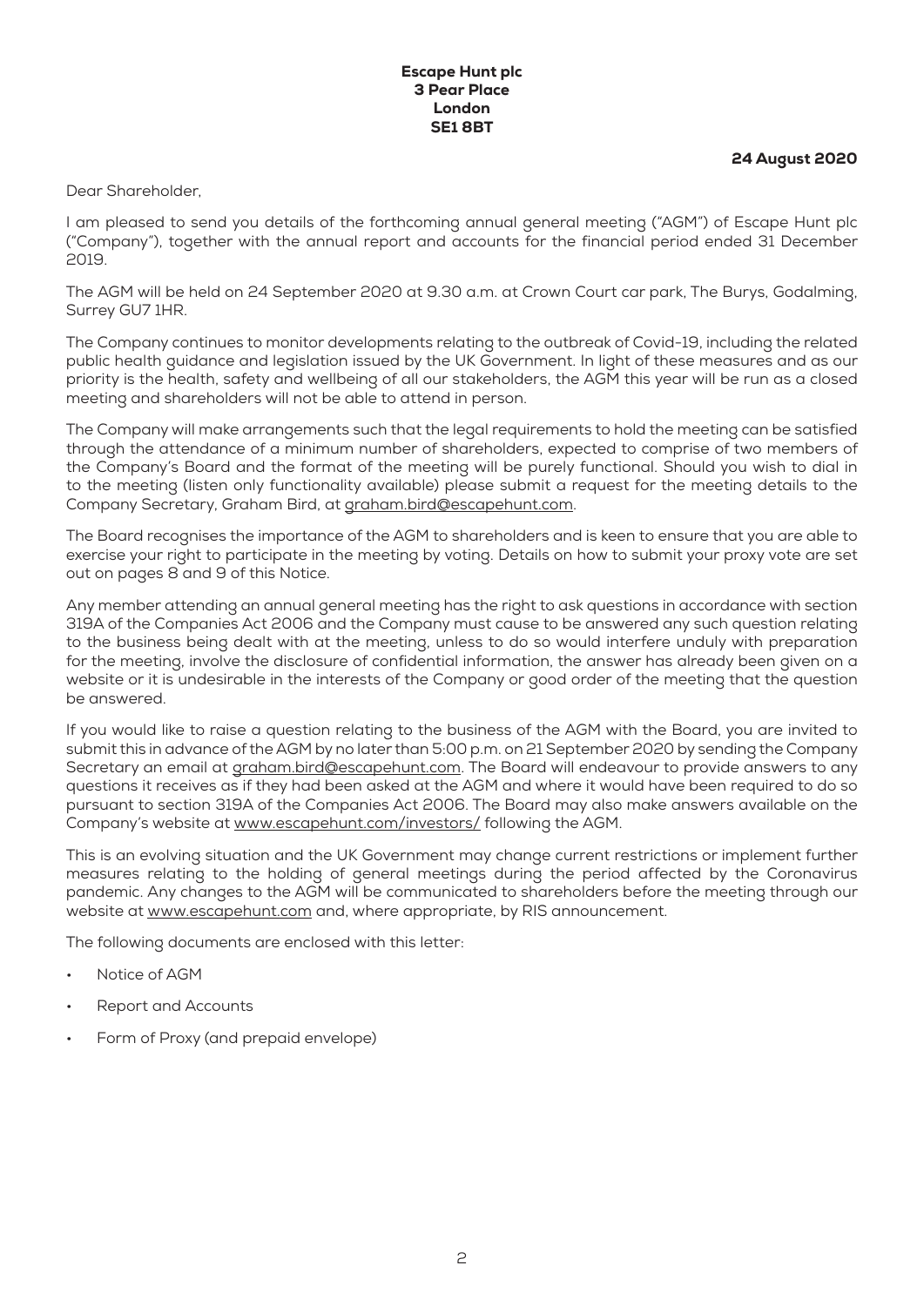**Escape Hunt plc**
**3 Pear Place**
**London**
**SE1 8BT**

**24 August 2020**

Dear Shareholder,

I am pleased to send you details of the forthcoming annual general meeting ("AGM") of Escape Hunt plc ("Company"), together with the annual report and accounts for the financial period ended 31 December 2019.

The AGM will be held on 24 September 2020 at 9.30 a.m. at Crown Court car park, The Burys, Godalming, Surrey GU7 1HR.

The Company continues to monitor developments relating to the outbreak of Covid-19, including the related public health guidance and legislation issued by the UK Government. In light of these measures and as our priority is the health, safety and wellbeing of all our stakeholders, the AGM this year will be run as a closed meeting and shareholders will not be able to attend in person.

The Company will make arrangements such that the legal requirements to hold the meeting can be satisfied through the attendance of a minimum number of shareholders, expected to comprise of two members of the Company's Board and the format of the meeting will be purely functional. Should you wish to dial in to the meeting (listen only functionality available) please submit a request for the meeting details to the Company Secretary, Graham Bird, at graham.bird@escapehunt.com.

The Board recognises the importance of the AGM to shareholders and is keen to ensure that you are able to exercise your right to participate in the meeting by voting. Details on how to submit your proxy vote are set out on pages 8 and 9 of this Notice.

Any member attending an annual general meeting has the right to ask questions in accordance with section 319A of the Companies Act 2006 and the Company must cause to be answered any such question relating to the business being dealt with at the meeting, unless to do so would interfere unduly with preparation for the meeting, involve the disclosure of confidential information, the answer has already been given on a website or it is undesirable in the interests of the Company or good order of the meeting that the question be answered.

If you would like to raise a question relating to the business of the AGM with the Board, you are invited to submit this in advance of the AGM by no later than 5:00 p.m. on 21 September 2020 by sending the Company Secretary an email at graham.bird@escapehunt.com. The Board will endeavour to provide answers to any questions it receives as if they had been asked at the AGM and where it would have been required to do so pursuant to section 319A of the Companies Act 2006. The Board may also make answers available on the Company's website at www.escapehunt.com/investors/ following the AGM.

This is an evolving situation and the UK Government may change current restrictions or implement further measures relating to the holding of general meetings during the period affected by the Coronavirus pandemic. Any changes to the AGM will be communicated to shareholders before the meeting through our website at www.escapehunt.com and, where appropriate, by RIS announcement.

The following documents are enclosed with this letter:

- Notice of AGM
- Report and Accounts
- Form of Proxy (and prepaid envelope)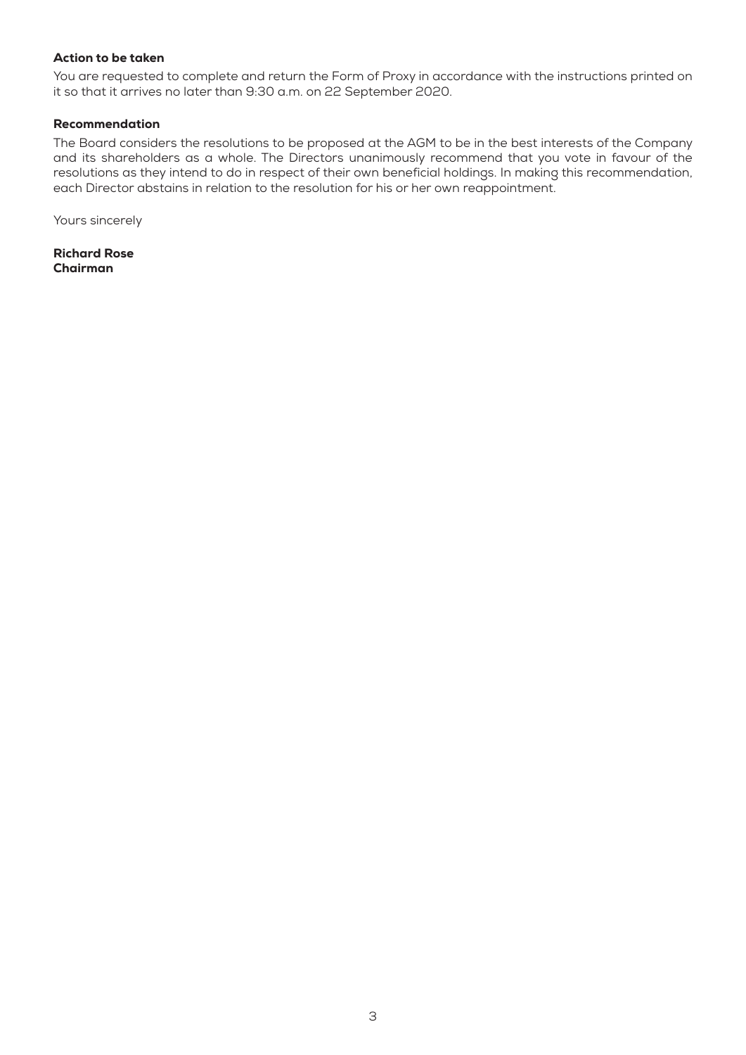### Action to be taken

You are requested to complete and return the Form of Proxy in accordance with the instructions printed on it so that it arrives no later than 9:30 a.m. on 22 September 2020.

### Recommendation

The Board considers the resolutions to be proposed at the AGM to be in the best interests of the Company and its shareholders as a whole. The Directors unanimously recommend that you vote in favour of the resolutions as they intend to do in respect of their own beneficial holdings. In making this recommendation, each Director abstains in relation to the resolution for his or her own reappointment.

Yours sincerely

**Richard Rose**
**Chairman**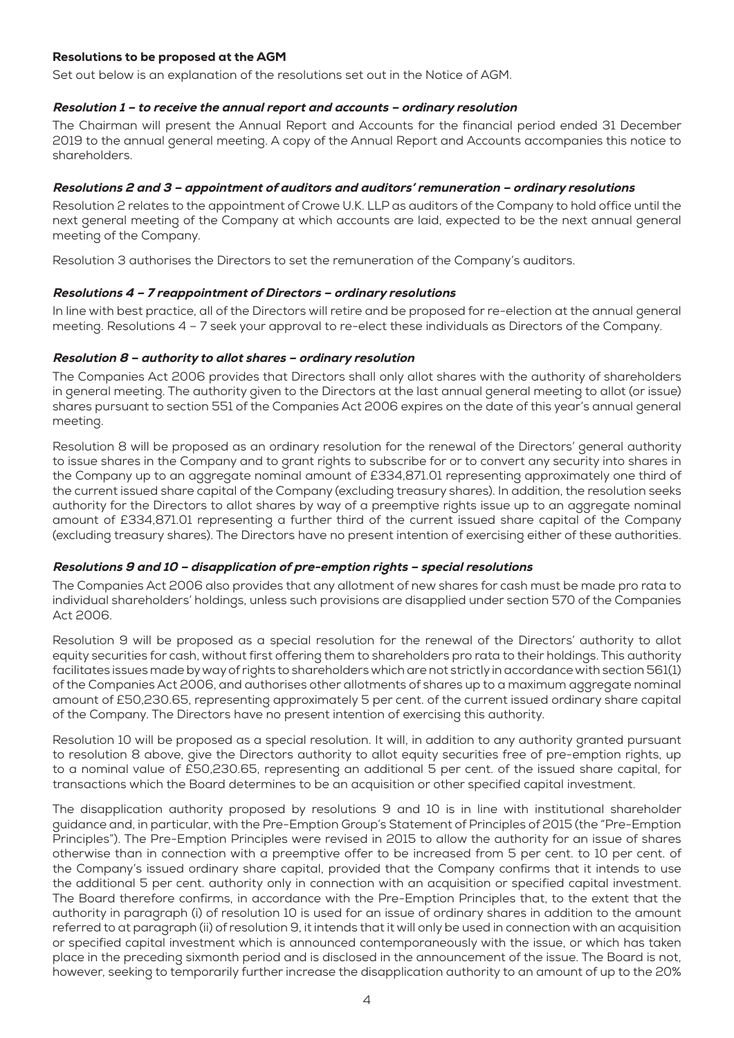### Resolutions to be proposed at the AGM

Set out below is an explanation of the resolutions set out in the Notice of AGM.

#### *Resolution 1 – to receive the annual report and accounts – ordinary resolution*

The Chairman will present the Annual Report and Accounts for the financial period ended 31 December 2019 to the annual general meeting. A copy of the Annual Report and Accounts accompanies this notice to shareholders.

#### *Resolutions 2 and 3 – appointment of auditors and auditors' remuneration – ordinary resolutions*

Resolution 2 relates to the appointment of Crowe U.K. LLP as auditors of the Company to hold office until the next general meeting of the Company at which accounts are laid, expected to be the next annual general meeting of the Company.

Resolution 3 authorises the Directors to set the remuneration of the Company's auditors.

#### *Resolutions 4 – 7 reappointment of Directors – ordinary resolutions*

In line with best practice, all of the Directors will retire and be proposed for re-election at the annual general meeting. Resolutions 4 – 7 seek your approval to re-elect these individuals as Directors of the Company.

#### *Resolution 8 – authority to allot shares – ordinary resolution*

The Companies Act 2006 provides that Directors shall only allot shares with the authority of shareholders in general meeting. The authority given to the Directors at the last annual general meeting to allot (or issue) shares pursuant to section 551 of the Companies Act 2006 expires on the date of this year's annual general meeting.

Resolution 8 will be proposed as an ordinary resolution for the renewal of the Directors' general authority to issue shares in the Company and to grant rights to subscribe for or to convert any security into shares in the Company up to an aggregate nominal amount of £334,871.01 representing approximately one third of the current issued share capital of the Company (excluding treasury shares). In addition, the resolution seeks authority for the Directors to allot shares by way of a preemptive rights issue up to an aggregate nominal amount of £334,871.01 representing a further third of the current issued share capital of the Company (excluding treasury shares). The Directors have no present intention of exercising either of these authorities.

#### *Resolutions 9 and 10 – disapplication of pre-emption rights – special resolutions*

The Companies Act 2006 also provides that any allotment of new shares for cash must be made pro rata to individual shareholders' holdings, unless such provisions are disapplied under section 570 of the Companies Act 2006.

Resolution 9 will be proposed as a special resolution for the renewal of the Directors' authority to allot equity securities for cash, without first offering them to shareholders pro rata to their holdings. This authority facilitates issues made by way of rights to shareholders which are not strictly in accordance with section 561(1) of the Companies Act 2006, and authorises other allotments of shares up to a maximum aggregate nominal amount of £50,230.65, representing approximately 5 per cent. of the current issued ordinary share capital of the Company. The Directors have no present intention of exercising this authority.

Resolution 10 will be proposed as a special resolution. It will, in addition to any authority granted pursuant to resolution 8 above, give the Directors authority to allot equity securities free of pre-emption rights, up to a nominal value of £50,230.65, representing an additional 5 per cent. of the issued share capital, for transactions which the Board determines to be an acquisition or other specified capital investment.

The disapplication authority proposed by resolutions 9 and 10 is in line with institutional shareholder guidance and, in particular, with the Pre-Emption Group's Statement of Principles of 2015 (the "Pre-Emption Principles"). The Pre-Emption Principles were revised in 2015 to allow the authority for an issue of shares otherwise than in connection with a preemptive offer to be increased from 5 per cent. to 10 per cent. of the Company's issued ordinary share capital, provided that the Company confirms that it intends to use the additional 5 per cent. authority only in connection with an acquisition or specified capital investment. The Board therefore confirms, in accordance with the Pre-Emption Principles that, to the extent that the authority in paragraph (i) of resolution 10 is used for an issue of ordinary shares in addition to the amount referred to at paragraph (ii) of resolution 9, it intends that it will only be used in connection with an acquisition or specified capital investment which is announced contemporaneously with the issue, or which has taken place in the preceding sixmonth period and is disclosed in the announcement of the issue. The Board is not, however, seeking to temporarily further increase the disapplication authority to an amount of up to the 20%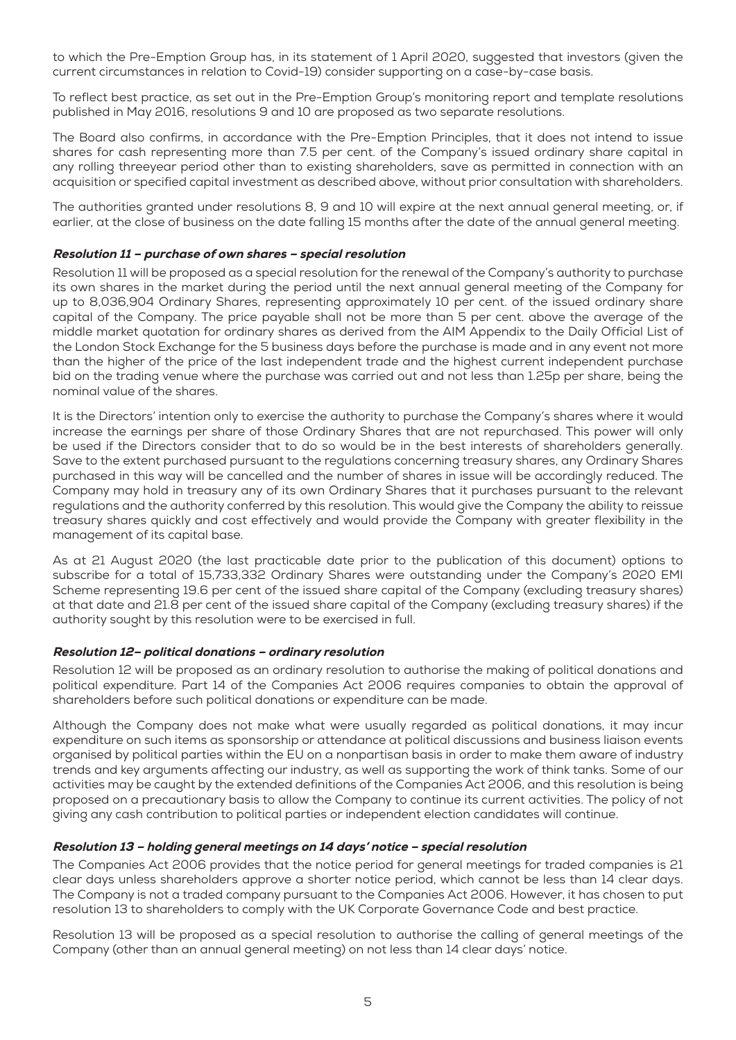to which the Pre-Emption Group has, in its statement of 1 April 2020, suggested that investors (given the current circumstances in relation to Covid-19) consider supporting on a case-by-case basis.

To reflect best practice, as set out in the Pre-Emption Group's monitoring report and template resolutions published in May 2016, resolutions 9 and 10 are proposed as two separate resolutions.

The Board also confirms, in accordance with the Pre-Emption Principles, that it does not intend to issue shares for cash representing more than 7.5 per cent. of the Company's issued ordinary share capital in any rolling threeyear period other than to existing shareholders, save as permitted in connection with an acquisition or specified capital investment as described above, without prior consultation with shareholders.

The authorities granted under resolutions 8, 9 and 10 will expire at the next annual general meeting, or, if earlier, at the close of business on the date falling 15 months after the date of the annual general meeting.

### *Resolution 11 – purchase of own shares – special resolution*

Resolution 11 will be proposed as a special resolution for the renewal of the Company's authority to purchase its own shares in the market during the period until the next annual general meeting of the Company for up to 8,036,904 Ordinary Shares, representing approximately 10 per cent. of the issued ordinary share capital of the Company. The price payable shall not be more than 5 per cent. above the average of the middle market quotation for ordinary shares as derived from the AIM Appendix to the Daily Official List of the London Stock Exchange for the 5 business days before the purchase is made and in any event not more than the higher of the price of the last independent trade and the highest current independent purchase bid on the trading venue where the purchase was carried out and not less than 1.25p per share, being the nominal value of the shares.

It is the Directors' intention only to exercise the authority to purchase the Company's shares where it would increase the earnings per share of those Ordinary Shares that are not repurchased. This power will only be used if the Directors consider that to do so would be in the best interests of shareholders generally. Save to the extent purchased pursuant to the regulations concerning treasury shares, any Ordinary Shares purchased in this way will be cancelled and the number of shares in issue will be accordingly reduced. The Company may hold in treasury any of its own Ordinary Shares that it purchases pursuant to the relevant regulations and the authority conferred by this resolution. This would give the Company the ability to reissue treasury shares quickly and cost effectively and would provide the Company with greater flexibility in the management of its capital base.

As at 21 August 2020 (the last practicable date prior to the publication of this document) options to subscribe for a total of 15,733,332 Ordinary Shares were outstanding under the Company's 2020 EMI Scheme representing 19.6 per cent of the issued share capital of the Company (excluding treasury shares) at that date and 21.8 per cent of the issued share capital of the Company (excluding treasury shares) if the authority sought by this resolution were to be exercised in full.

### *Resolution 12– political donations – ordinary resolution*

Resolution 12 will be proposed as an ordinary resolution to authorise the making of political donations and political expenditure. Part 14 of the Companies Act 2006 requires companies to obtain the approval of shareholders before such political donations or expenditure can be made.

Although the Company does not make what were usually regarded as political donations, it may incur expenditure on such items as sponsorship or attendance at political discussions and business liaison events organised by political parties within the EU on a nonpartisan basis in order to make them aware of industry trends and key arguments affecting our industry, as well as supporting the work of think tanks. Some of our activities may be caught by the extended definitions of the Companies Act 2006, and this resolution is being proposed on a precautionary basis to allow the Company to continue its current activities. The policy of not giving any cash contribution to political parties or independent election candidates will continue.

### *Resolution 13 – holding general meetings on 14 days' notice – special resolution*

The Companies Act 2006 provides that the notice period for general meetings for traded companies is 21 clear days unless shareholders approve a shorter notice period, which cannot be less than 14 clear days. The Company is not a traded company pursuant to the Companies Act 2006. However, it has chosen to put resolution 13 to shareholders to comply with the UK Corporate Governance Code and best practice.

Resolution 13 will be proposed as a special resolution to authorise the calling of general meetings of the Company (other than an annual general meeting) on not less than 14 clear days' notice.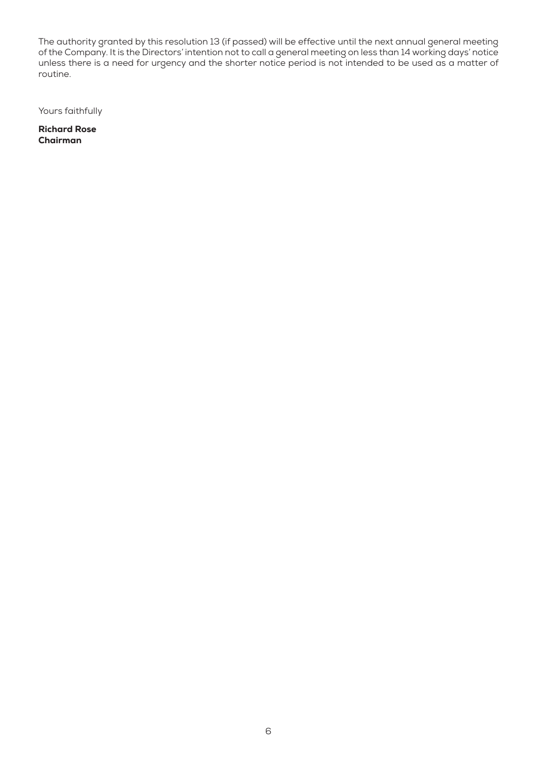The authority granted by this resolution 13 (if passed) will be effective until the next annual general meeting of the Company. It is the Directors' intention not to call a general meeting on less than 14 working days' notice unless there is a need for urgency and the shorter notice period is not intended to be used as a matter of routine.

Yours faithfully

**Richard Rose**
**Chairman**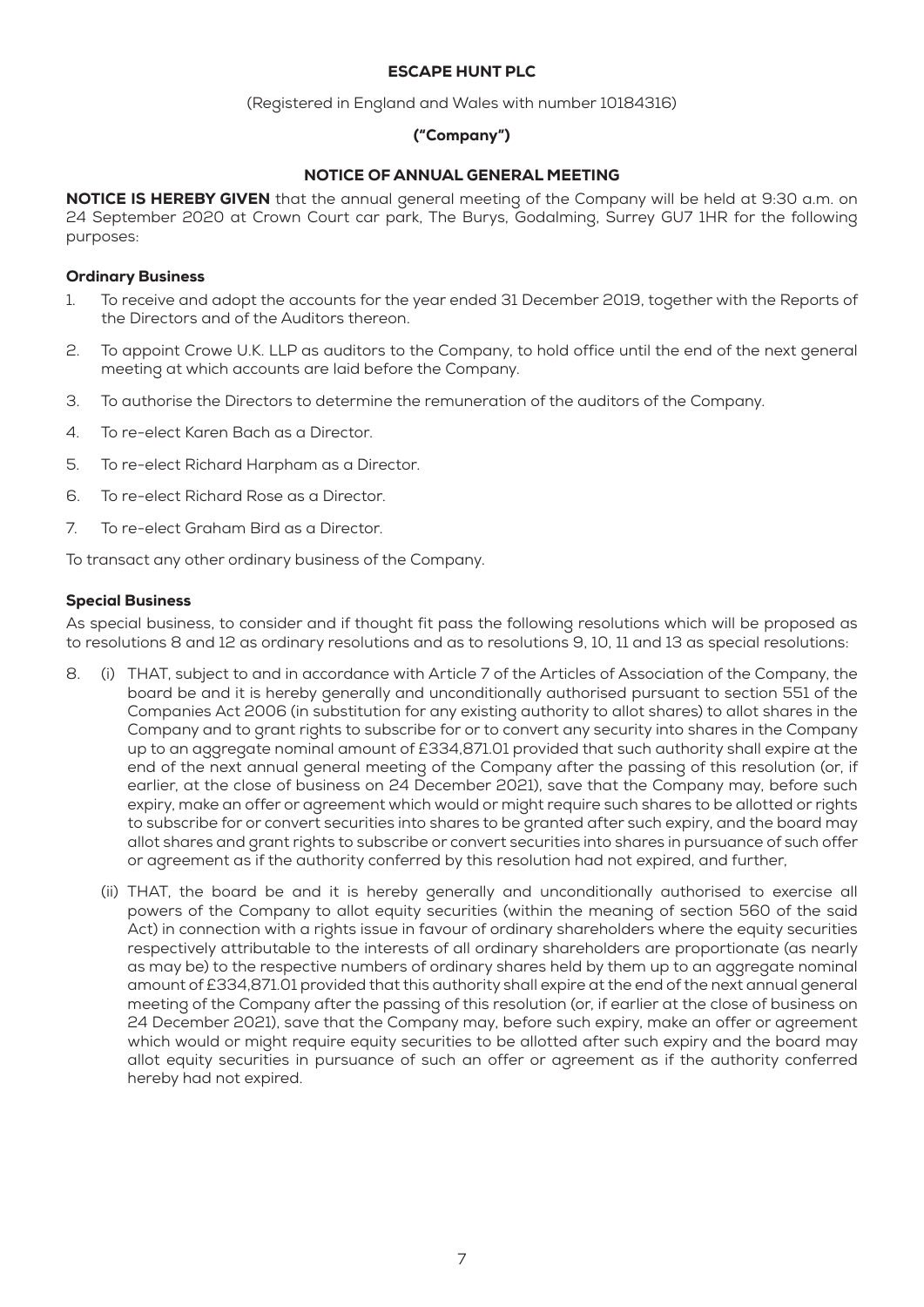**ESCAPE HUNT PLC**

(Registered in England and Wales with number 10184316)

**("Company")**

# NOTICE OF ANNUAL GENERAL MEETING

**NOTICE IS HEREBY GIVEN** that the annual general meeting of the Company will be held at 9:30 a.m. on 24 September 2020 at Crown Court car park, The Burys, Godalming, Surrey GU7 1HR for the following purposes:

## Ordinary Business

1. To receive and adopt the accounts for the year ended 31 December 2019, together with the Reports of the Directors and of the Auditors thereon.
2. To appoint Crowe U.K. LLP as auditors to the Company, to hold office until the end of the next general meeting at which accounts are laid before the Company.
3. To authorise the Directors to determine the remuneration of the auditors of the Company.
4. To re-elect Karen Bach as a Director.
5. To re-elect Richard Harpham as a Director.
6. To re-elect Richard Rose as a Director.
7. To re-elect Graham Bird as a Director.

To transact any other ordinary business of the Company.

## Special Business

As special business, to consider and if thought fit pass the following resolutions which will be proposed as to resolutions 8 and 12 as ordinary resolutions and as to resolutions 9, 10, 11 and 13 as special resolutions:

8. (i) THAT, subject to and in accordance with Article 7 of the Articles of Association of the Company, the board be and it is hereby generally and unconditionally authorised pursuant to section 551 of the Companies Act 2006 (in substitution for any existing authority to allot shares) to allot shares in the Company and to grant rights to subscribe for or to convert any security into shares in the Company up to an aggregate nominal amount of £334,871.01 provided that such authority shall expire at the end of the next annual general meeting of the Company after the passing of this resolution (or, if earlier, at the close of business on 24 December 2021), save that the Company may, before such expiry, make an offer or agreement which would or might require such shares to be allotted or rights to subscribe for or convert securities into shares to be granted after such expiry, and the board may allot shares and grant rights to subscribe or convert securities into shares in pursuance of such offer or agreement as if the authority conferred by this resolution had not expired, and further,

   (ii) THAT, the board be and it is hereby generally and unconditionally authorised to exercise all powers of the Company to allot equity securities (within the meaning of section 560 of the said Act) in connection with a rights issue in favour of ordinary shareholders where the equity securities respectively attributable to the interests of all ordinary shareholders are proportionate (as nearly as may be) to the respective numbers of ordinary shares held by them up to an aggregate nominal amount of £334,871.01 provided that this authority shall expire at the end of the next annual general meeting of the Company after the passing of this resolution (or, if earlier at the close of business on 24 December 2021), save that the Company may, before such expiry, make an offer or agreement which would or might require equity securities to be allotted after such expiry and the board may allot equity securities in pursuance of such an offer or agreement as if the authority conferred hereby had not expired.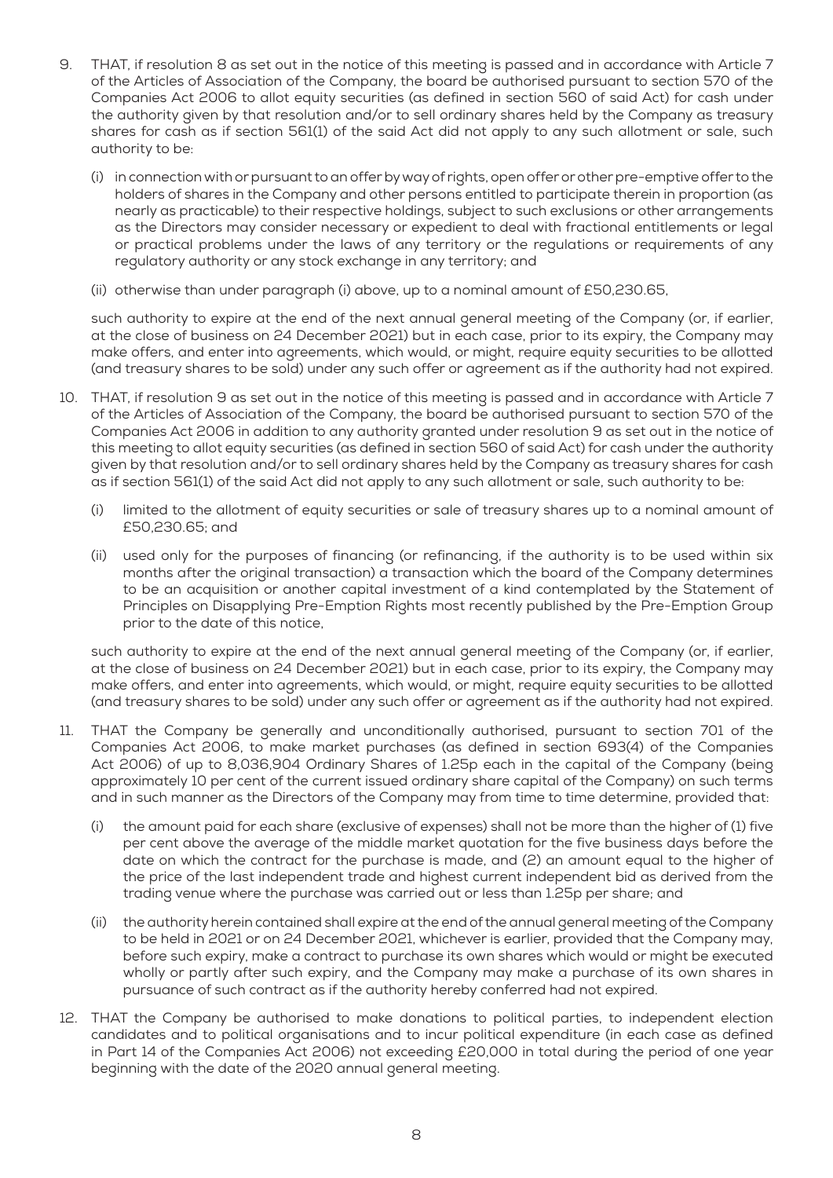9. THAT, if resolution 8 as set out in the notice of this meeting is passed and in accordance with Article 7 of the Articles of Association of the Company, the board be authorised pursuant to section 570 of the Companies Act 2006 to allot equity securities (as defined in section 560 of said Act) for cash under the authority given by that resolution and/or to sell ordinary shares held by the Company as treasury shares for cash as if section 561(1) of the said Act did not apply to any such allotment or sale, such authority to be:

   (i) in connection with or pursuant to an offer by way of rights, open offer or other pre-emptive offer to the holders of shares in the Company and other persons entitled to participate therein in proportion (as nearly as practicable) to their respective holdings, subject to such exclusions or other arrangements as the Directors may consider necessary or expedient to deal with fractional entitlements or legal or practical problems under the laws of any territory or the regulations or requirements of any regulatory authority or any stock exchange in any territory; and

   (ii) otherwise than under paragraph (i) above, up to a nominal amount of £50,230.65,

   such authority to expire at the end of the next annual general meeting of the Company (or, if earlier, at the close of business on 24 December 2021) but in each case, prior to its expiry, the Company may make offers, and enter into agreements, which would, or might, require equity securities to be allotted (and treasury shares to be sold) under any such offer or agreement as if the authority had not expired.

10. THAT, if resolution 9 as set out in the notice of this meeting is passed and in accordance with Article 7 of the Articles of Association of the Company, the board be authorised pursuant to section 570 of the Companies Act 2006 in addition to any authority granted under resolution 9 as set out in the notice of this meeting to allot equity securities (as defined in section 560 of said Act) for cash under the authority given by that resolution and/or to sell ordinary shares held by the Company as treasury shares for cash as if section 561(1) of the said Act did not apply to any such allotment or sale, such authority to be:

    (i) limited to the allotment of equity securities or sale of treasury shares up to a nominal amount of £50,230.65; and

    (ii) used only for the purposes of financing (or refinancing, if the authority is to be used within six months after the original transaction) a transaction which the board of the Company determines to be an acquisition or another capital investment of a kind contemplated by the Statement of Principles on Disapplying Pre-Emption Rights most recently published by the Pre-Emption Group prior to the date of this notice,

    such authority to expire at the end of the next annual general meeting of the Company (or, if earlier, at the close of business on 24 December 2021) but in each case, prior to its expiry, the Company may make offers, and enter into agreements, which would, or might, require equity securities to be allotted (and treasury shares to be sold) under any such offer or agreement as if the authority had not expired.

11. THAT the Company be generally and unconditionally authorised, pursuant to section 701 of the Companies Act 2006, to make market purchases (as defined in section 693(4) of the Companies Act 2006) of up to 8,036,904 Ordinary Shares of 1.25p each in the capital of the Company (being approximately 10 per cent of the current issued ordinary share capital of the Company) on such terms and in such manner as the Directors of the Company may from time to time determine, provided that:

    (i) the amount paid for each share (exclusive of expenses) shall not be more than the higher of (1) five per cent above the average of the middle market quotation for the five business days before the date on which the contract for the purchase is made, and (2) an amount equal to the higher of the price of the last independent trade and highest current independent bid as derived from the trading venue where the purchase was carried out or less than 1.25p per share; and

    (ii) the authority herein contained shall expire at the end of the annual general meeting of the Company to be held in 2021 or on 24 December 2021, whichever is earlier, provided that the Company may, before such expiry, make a contract to purchase its own shares which would or might be executed wholly or partly after such expiry, and the Company may make a purchase of its own shares in pursuance of such contract as if the authority hereby conferred had not expired.

12. THAT the Company be authorised to make donations to political parties, to independent election candidates and to political organisations and to incur political expenditure (in each case as defined in Part 14 of the Companies Act 2006) not exceeding £20,000 in total during the period of one year beginning with the date of the 2020 annual general meeting.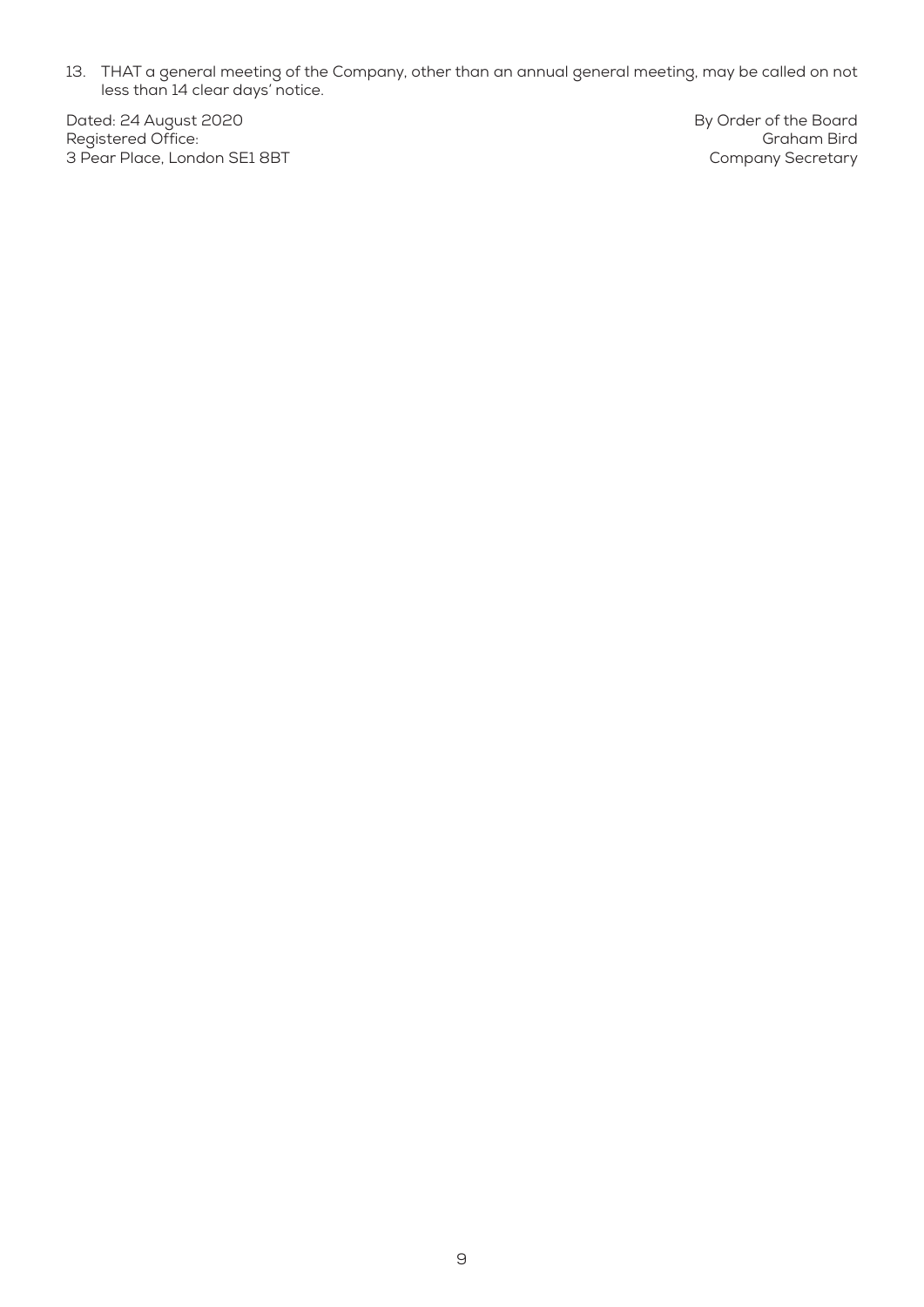13. THAT a general meeting of the Company, other than an annual general meeting, may be called on not less than 14 clear days' notice.

Dated: 24 August 2020
Registered Office:
3 Pear Place, London SE1 8BT

By Order of the Board
Graham Bird
Company Secretary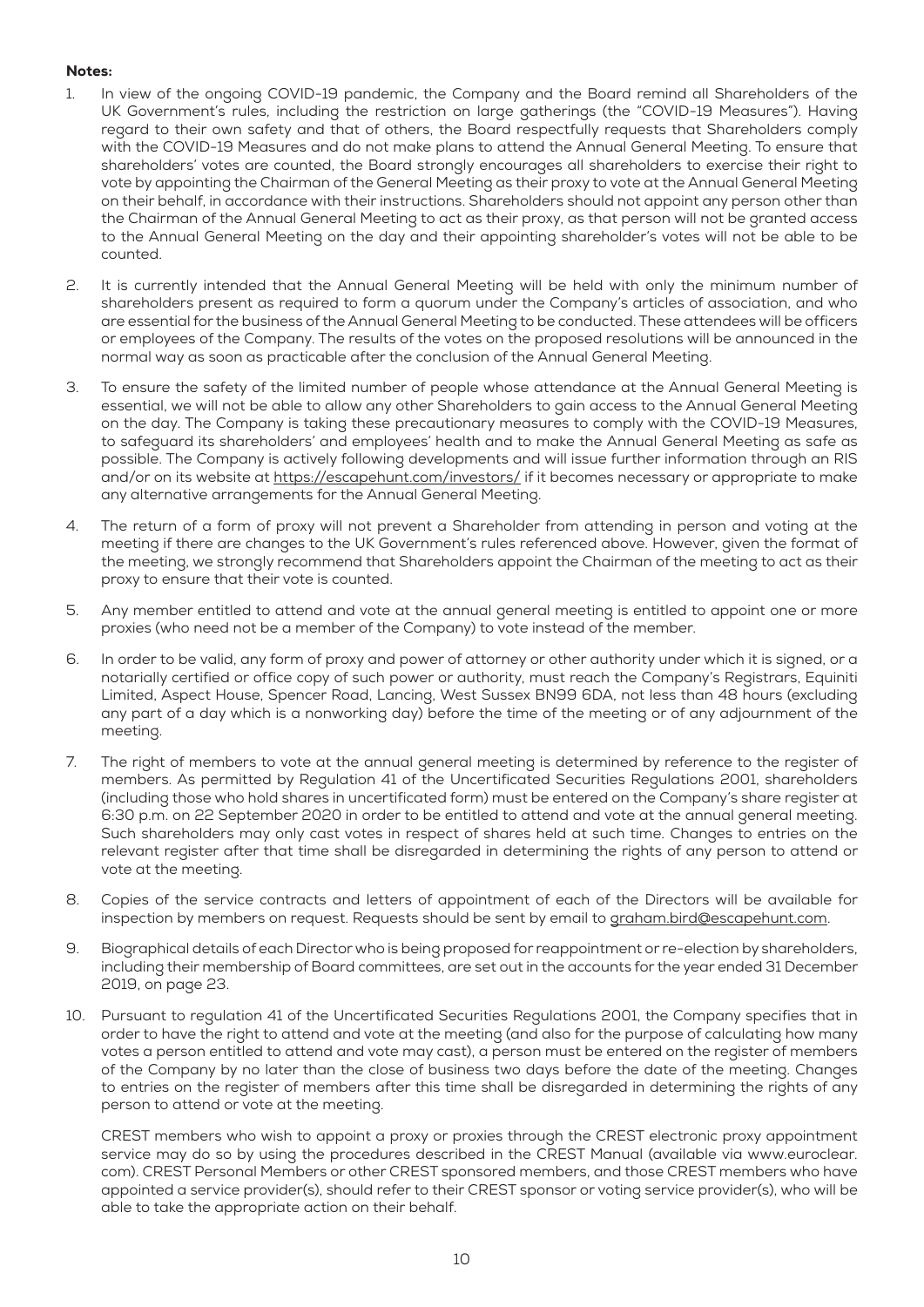**Notes:**

1. In view of the ongoing COVID-19 pandemic, the Company and the Board remind all Shareholders of the UK Government's rules, including the restriction on large gatherings (the "COVID-19 Measures"). Having regard to their own safety and that of others, the Board respectfully requests that Shareholders comply with the COVID-19 Measures and do not make plans to attend the Annual General Meeting. To ensure that shareholders' votes are counted, the Board strongly encourages all shareholders to exercise their right to vote by appointing the Chairman of the General Meeting as their proxy to vote at the Annual General Meeting on their behalf, in accordance with their instructions. Shareholders should not appoint any person other than the Chairman of the Annual General Meeting to act as their proxy, as that person will not be granted access to the Annual General Meeting on the day and their appointing shareholder's votes will not be able to be counted.

2. It is currently intended that the Annual General Meeting will be held with only the minimum number of shareholders present as required to form a quorum under the Company's articles of association, and who are essential for the business of the Annual General Meeting to be conducted. These attendees will be officers or employees of the Company. The results of the votes on the proposed resolutions will be announced in the normal way as soon as practicable after the conclusion of the Annual General Meeting.

3. To ensure the safety of the limited number of people whose attendance at the Annual General Meeting is essential, we will not be able to allow any other Shareholders to gain access to the Annual General Meeting on the day. The Company is taking these precautionary measures to comply with the COVID-19 Measures, to safeguard its shareholders' and employees' health and to make the Annual General Meeting as safe as possible. The Company is actively following developments and will issue further information through an RIS and/or on its website at https://escapehunt.com/investors/ if it becomes necessary or appropriate to make any alternative arrangements for the Annual General Meeting.

4. The return of a form of proxy will not prevent a Shareholder from attending in person and voting at the meeting if there are changes to the UK Government's rules referenced above. However, given the format of the meeting, we strongly recommend that Shareholders appoint the Chairman of the meeting to act as their proxy to ensure that their vote is counted.

5. Any member entitled to attend and vote at the annual general meeting is entitled to appoint one or more proxies (who need not be a member of the Company) to vote instead of the member.

6. In order to be valid, any form of proxy and power of attorney or other authority under which it is signed, or a notarially certified or office copy of such power or authority, must reach the Company's Registrars, Equiniti Limited, Aspect House, Spencer Road, Lancing, West Sussex BN99 6DA, not less than 48 hours (excluding any part of a day which is a nonworking day) before the time of the meeting or of any adjournment of the meeting.

7. The right of members to vote at the annual general meeting is determined by reference to the register of members. As permitted by Regulation 41 of the Uncertificated Securities Regulations 2001, shareholders (including those who hold shares in uncertificated form) must be entered on the Company's share register at 6:30 p.m. on 22 September 2020 in order to be entitled to attend and vote at the annual general meeting. Such shareholders may only cast votes in respect of shares held at such time. Changes to entries on the relevant register after that time shall be disregarded in determining the rights of any person to attend or vote at the meeting.

8. Copies of the service contracts and letters of appointment of each of the Directors will be available for inspection by members on request. Requests should be sent by email to graham.bird@escapehunt.com.

9. Biographical details of each Director who is being proposed for reappointment or re-election by shareholders, including their membership of Board committees, are set out in the accounts for the year ended 31 December 2019, on page 23.

10. Pursuant to regulation 41 of the Uncertificated Securities Regulations 2001, the Company specifies that in order to have the right to attend and vote at the meeting (and also for the purpose of calculating how many votes a person entitled to attend and vote may cast), a person must be entered on the register of members of the Company by no later than the close of business two days before the date of the meeting. Changes to entries on the register of members after this time shall be disregarded in determining the rights of any person to attend or vote at the meeting.

    CREST members who wish to appoint a proxy or proxies through the CREST electronic proxy appointment service may do so by using the procedures described in the CREST Manual (available via www.euroclear.com). CREST Personal Members or other CREST sponsored members, and those CREST members who have appointed a service provider(s), should refer to their CREST sponsor or voting service provider(s), who will be able to take the appropriate action on their behalf.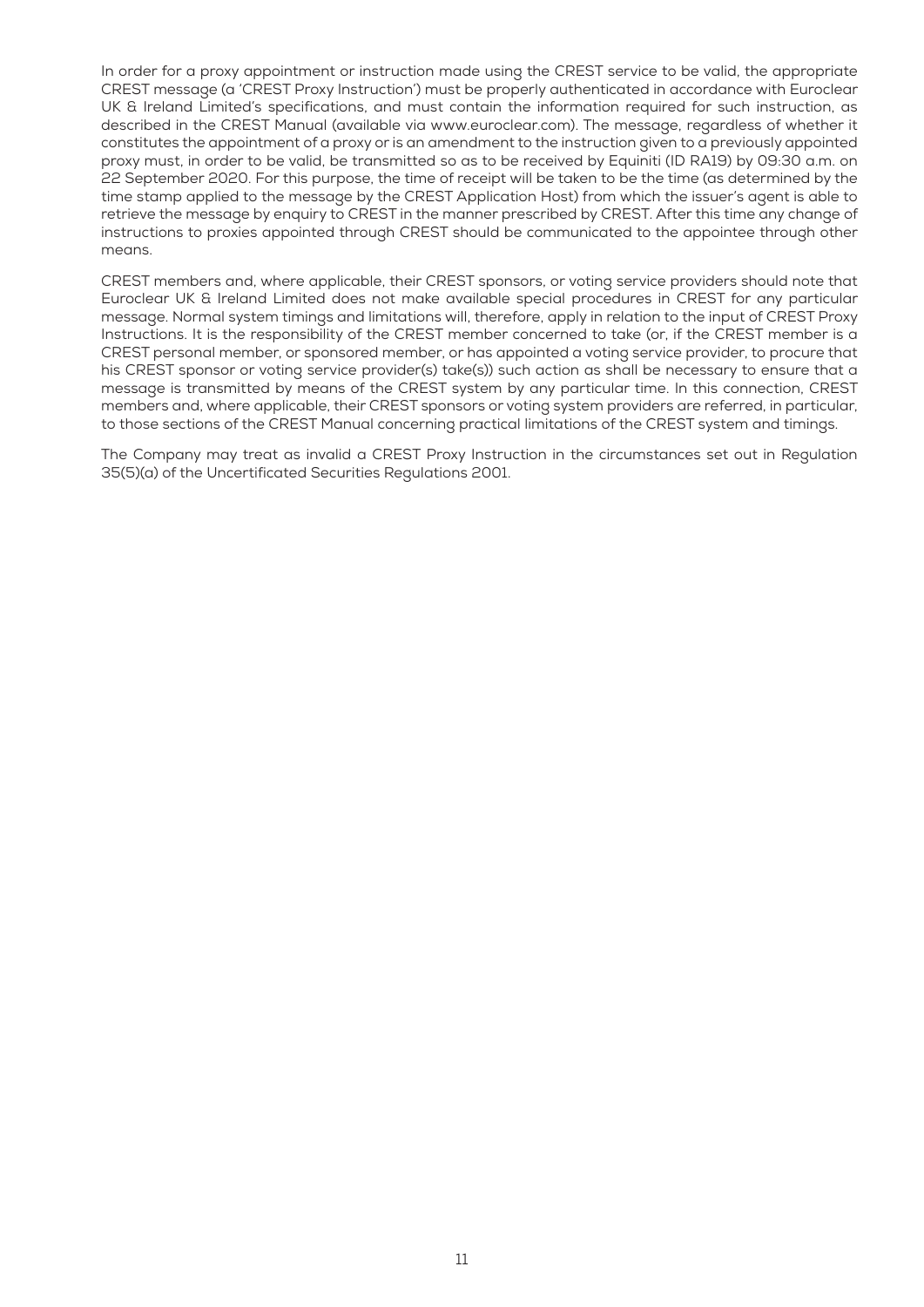In order for a proxy appointment or instruction made using the CREST service to be valid, the appropriate CREST message (a 'CREST Proxy Instruction') must be properly authenticated in accordance with Euroclear UK & Ireland Limited's specifications, and must contain the information required for such instruction, as described in the CREST Manual (available via www.euroclear.com). The message, regardless of whether it constitutes the appointment of a proxy or is an amendment to the instruction given to a previously appointed proxy must, in order to be valid, be transmitted so as to be received by Equiniti (ID RA19) by 09:30 a.m. on 22 September 2020. For this purpose, the time of receipt will be taken to be the time (as determined by the time stamp applied to the message by the CREST Application Host) from which the issuer's agent is able to retrieve the message by enquiry to CREST in the manner prescribed by CREST. After this time any change of instructions to proxies appointed through CREST should be communicated to the appointee through other means.

CREST members and, where applicable, their CREST sponsors, or voting service providers should note that Euroclear UK & Ireland Limited does not make available special procedures in CREST for any particular message. Normal system timings and limitations will, therefore, apply in relation to the input of CREST Proxy Instructions. It is the responsibility of the CREST member concerned to take (or, if the CREST member is a CREST personal member, or sponsored member, or has appointed a voting service provider, to procure that his CREST sponsor or voting service provider(s) take(s)) such action as shall be necessary to ensure that a message is transmitted by means of the CREST system by any particular time. In this connection, CREST members and, where applicable, their CREST sponsors or voting system providers are referred, in particular, to those sections of the CREST Manual concerning practical limitations of the CREST system and timings.

The Company may treat as invalid a CREST Proxy Instruction in the circumstances set out in Regulation 35(5)(a) of the Uncertificated Securities Regulations 2001.